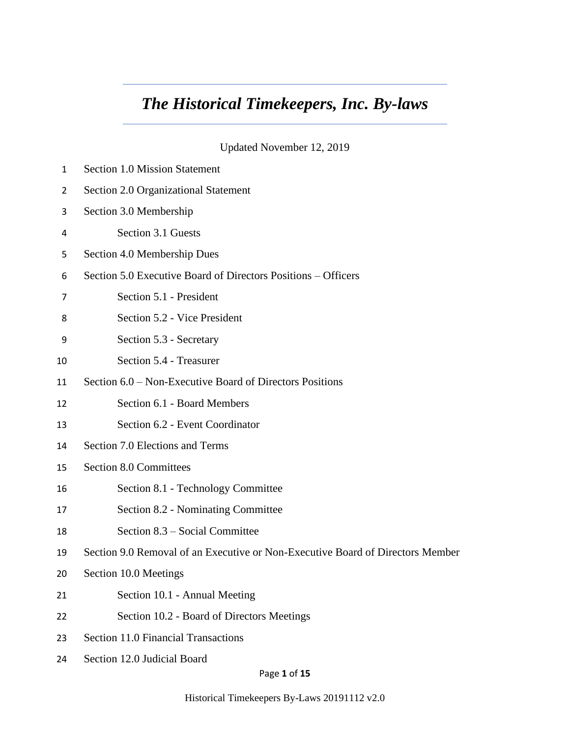# *The Historical Timekeepers, Inc. By-laws*

Updated November 12, 2019

Section 1.0 Mission Statement

Section 2.0 Organizational Statement

Section 3.0 Membership

- Section 3.1 Guests

Section 4.0 Membership Dues

Section 5.0 Executive Board of Directors Positions – Officers

- Section 5.1 - President
- Section 5.2 - Vice President
- Section 5.3 - Secretary
- Section 5.4 - Treasurer

Section 6.0 – Non-Executive Board of Directors Positions

- Section 6.1 - Board Members
- Section 6.2 - Event Coordinator

Section 7.0 Elections and Terms

Section 8.0 Committees

- Section 8.1 - Technology Committee
- Section 8.2 - Nominating Committee
- Section 8.3 – Social Committee

Section 9.0 Removal of an Executive or Non-Executive Board of Directors Member

Section 10.0 Meetings

- Section 10.1 - Annual Meeting
- Section 10.2 - Board of Directors Meetings

Section 11.0 Financial Transactions

Section 12.0 Judicial Board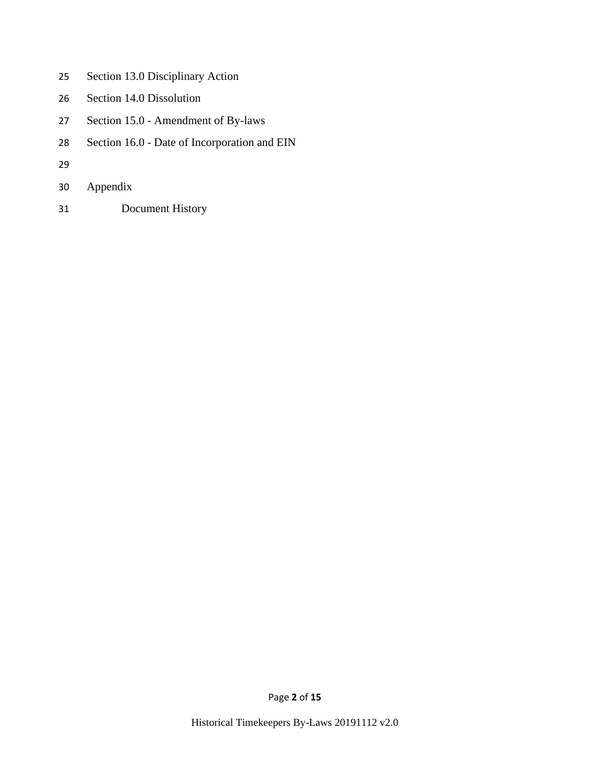Section 13.0 Disciplinary Action

Section 14.0 Dissolution

Section 15.0 - Amendment of By-laws

Section 16.0 - Date of Incorporation and EIN

Appendix

- Document History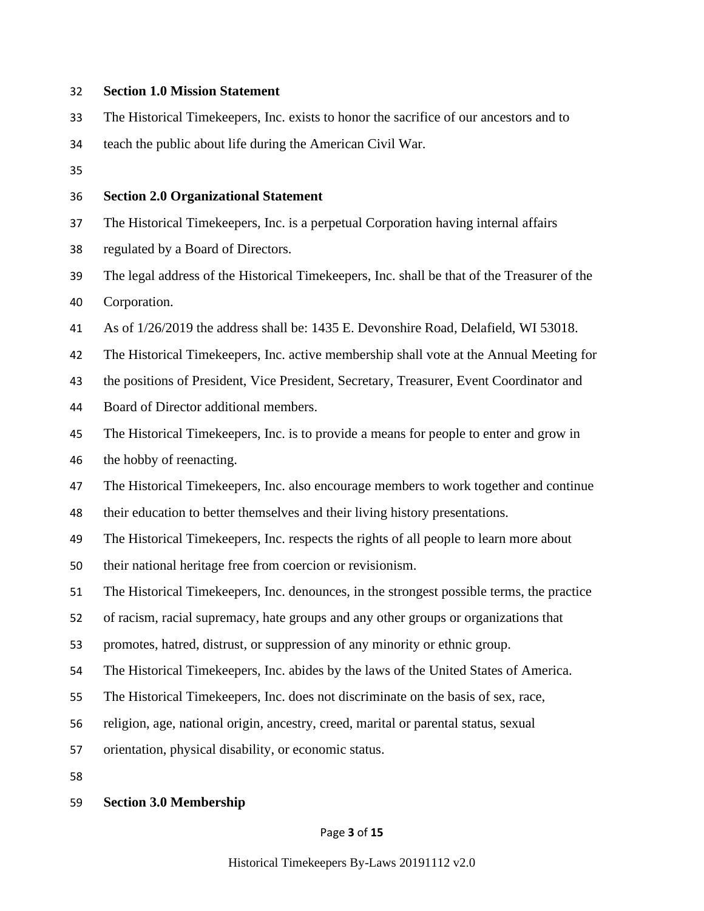**Section 1.0 Mission Statement**

The Historical Timekeepers, Inc. exists to honor the sacrifice of our ancestors and to teach the public about life during the American Civil War.

**Section 2.0 Organizational Statement**

The Historical Timekeepers, Inc. is a perpetual Corporation having internal affairs regulated by a Board of Directors.

The legal address of the Historical Timekeepers, Inc. shall be that of the Treasurer of the Corporation.

As of 1/26/2019 the address shall be: 1435 E. Devonshire Road, Delafield, WI 53018.

The Historical Timekeepers, Inc. active membership shall vote at the Annual Meeting for the positions of President, Vice President, Secretary, Treasurer, Event Coordinator and Board of Director additional members.

The Historical Timekeepers, Inc. is to provide a means for people to enter and grow in the hobby of reenacting.

The Historical Timekeepers, Inc. also encourage members to work together and continue their education to better themselves and their living history presentations.

The Historical Timekeepers, Inc. respects the rights of all people to learn more about their national heritage free from coercion or revisionism.

The Historical Timekeepers, Inc. denounces, in the strongest possible terms, the practice of racism, racial supremacy, hate groups and any other groups or organizations that promotes, hatred, distrust, or suppression of any minority or ethnic group.

The Historical Timekeepers, Inc. abides by the laws of the United States of America.

The Historical Timekeepers, Inc. does not discriminate on the basis of sex, race, religion, age, national origin, ancestry, creed, marital or parental status, sexual orientation, physical disability, or economic status.

**Section 3.0 Membership**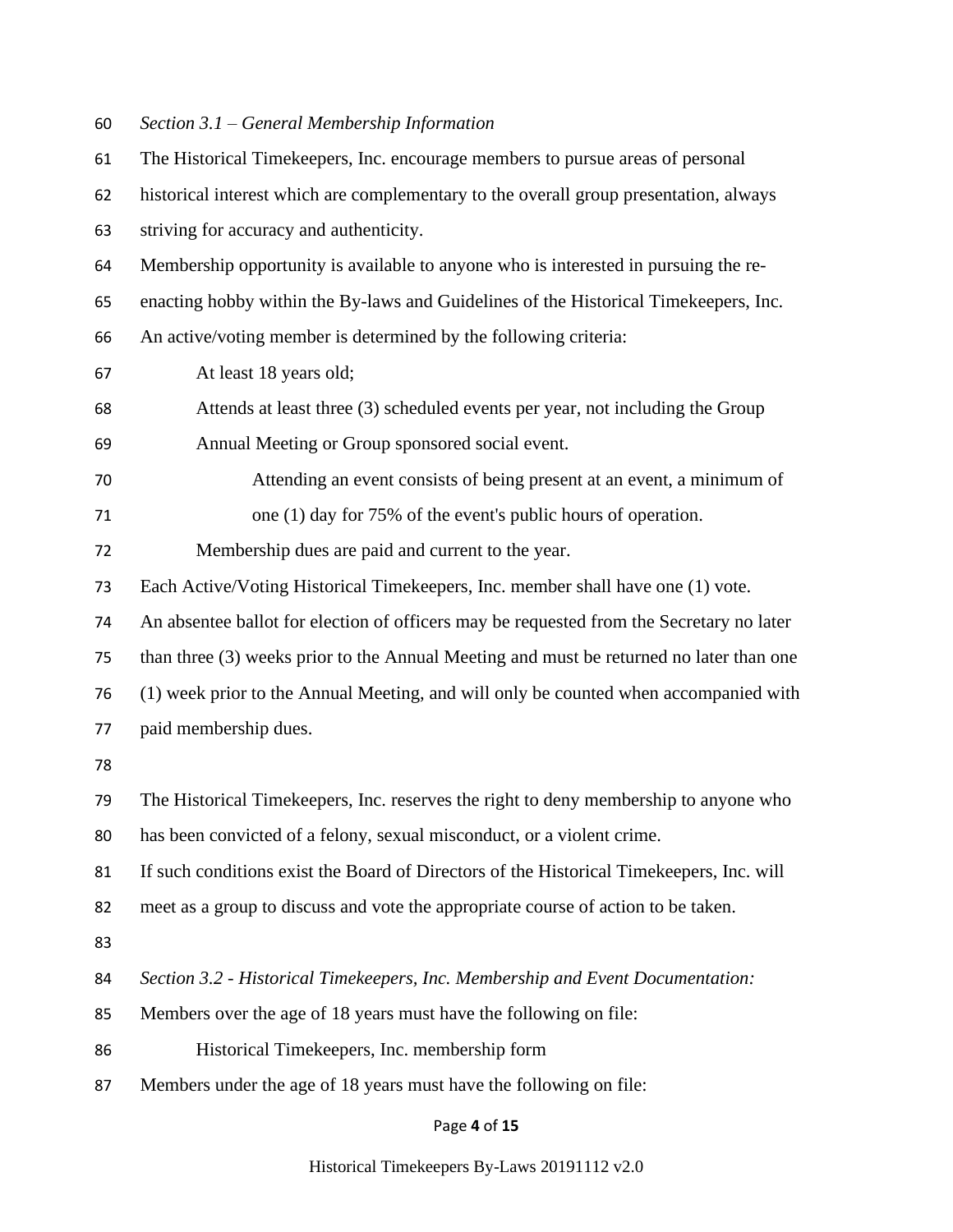*Section 3.1 – General Membership Information*

The Historical Timekeepers, Inc. encourage members to pursue areas of personal historical interest which are complementary to the overall group presentation, always striving for accuracy and authenticity.

Membership opportunity is available to anyone who is interested in pursuing the re-enacting hobby within the By-laws and Guidelines of the Historical Timekeepers, Inc.

An active/voting member is determined by the following criteria:

- At least 18 years old;
- Attends at least three (3) scheduled events per year, not including the Group Annual Meeting or Group sponsored social event.
    - Attending an event consists of being present at an event, a minimum of one (1) day for 75% of the event's public hours of operation.
- Membership dues are paid and current to the year.

Each Active/Voting Historical Timekeepers, Inc. member shall have one (1) vote.

An absentee ballot for election of officers may be requested from the Secretary no later than three (3) weeks prior to the Annual Meeting and must be returned no later than one (1) week prior to the Annual Meeting, and will only be counted when accompanied with paid membership dues.

The Historical Timekeepers, Inc. reserves the right to deny membership to anyone who has been convicted of a felony, sexual misconduct, or a violent crime.

If such conditions exist the Board of Directors of the Historical Timekeepers, Inc. will meet as a group to discuss and vote the appropriate course of action to be taken.

*Section 3.2 - Historical Timekeepers, Inc. Membership and Event Documentation:*

Members over the age of 18 years must have the following on file:

- Historical Timekeepers, Inc. membership form

Members under the age of 18 years must have the following on file: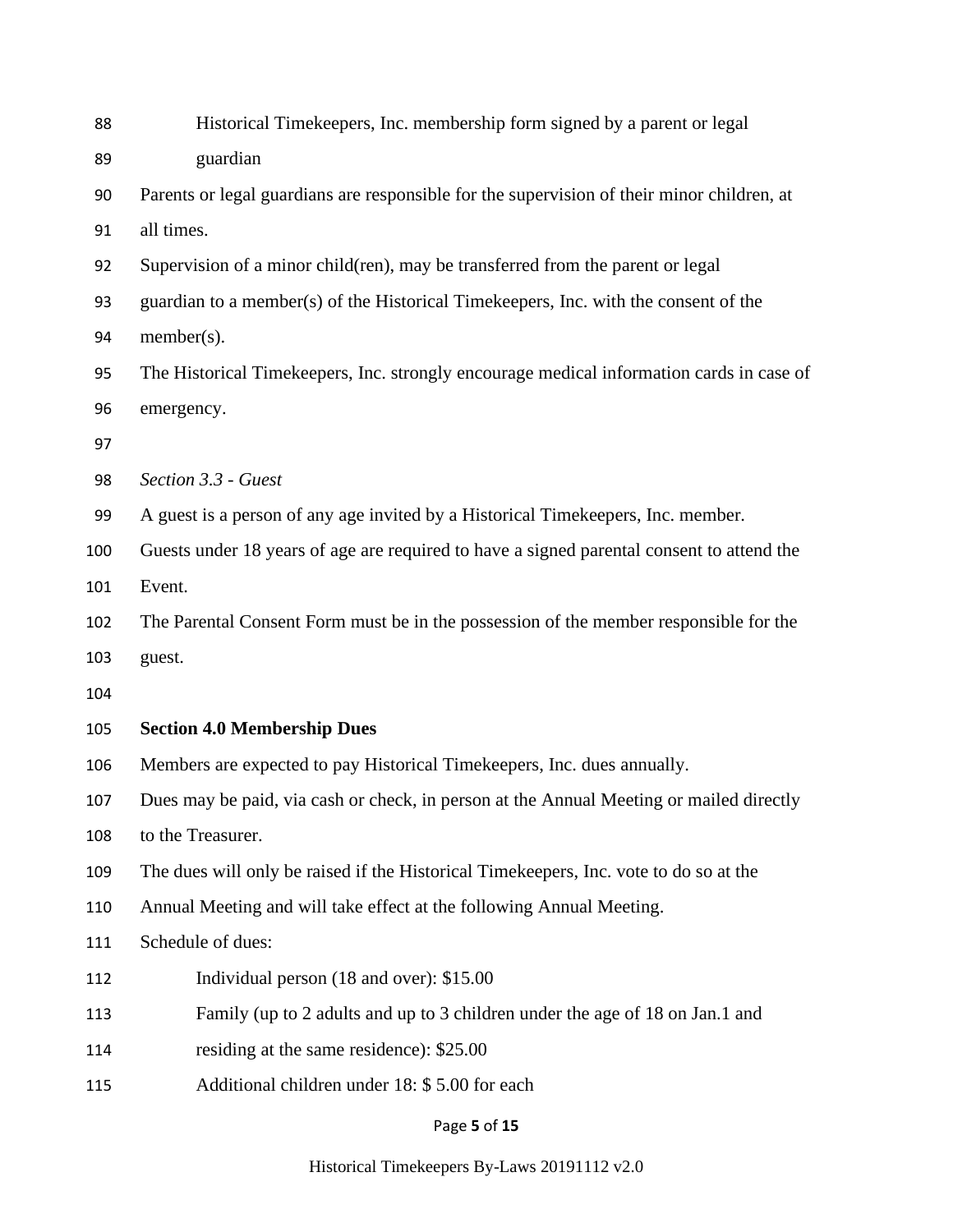Historical Timekeepers, Inc. membership form signed by a parent or legal guardian

Parents or legal guardians are responsible for the supervision of their minor children, at all times.

Supervision of a minor child(ren), may be transferred from the parent or legal guardian to a member(s) of the Historical Timekeepers, Inc. with the consent of the member(s).

The Historical Timekeepers, Inc. strongly encourage medical information cards in case of emergency.

*Section 3.3 - Guest*

A guest is a person of any age invited by a Historical Timekeepers, Inc. member.

Guests under 18 years of age are required to have a signed parental consent to attend the Event.

The Parental Consent Form must be in the possession of the member responsible for the guest.

**Section 4.0 Membership Dues**

Members are expected to pay Historical Timekeepers, Inc. dues annually.

Dues may be paid, via cash or check, in person at the Annual Meeting or mailed directly to the Treasurer.

The dues will only be raised if the Historical Timekeepers, Inc. vote to do so at the Annual Meeting and will take effect at the following Annual Meeting.

Schedule of dues:

- Individual person (18 and over): $15.00
- Family (up to 2 adults and up to 3 children under the age of 18 on Jan.1 and residing at the same residence): $25.00
- Additional children under 18: $ 5.00 for each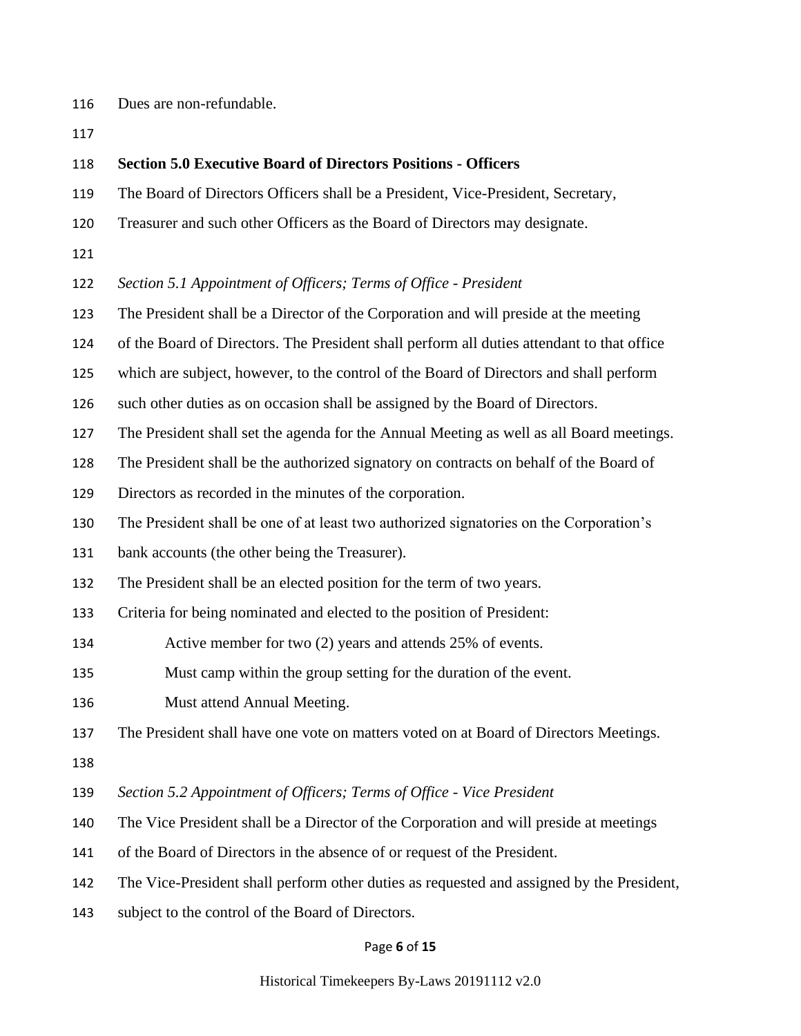Dues are non-refundable.

## Section 5.0 Executive Board of Directors Positions - Officers

The Board of Directors Officers shall be a President, Vice-President, Secretary, Treasurer and such other Officers as the Board of Directors may designate.

### *Section 5.1 Appointment of Officers; Terms of Office - President*

The President shall be a Director of the Corporation and will preside at the meeting of the Board of Directors. The President shall perform all duties attendant to that office which are subject, however, to the control of the Board of Directors and shall perform such other duties as on occasion shall be assigned by the Board of Directors.

The President shall set the agenda for the Annual Meeting as well as all Board meetings.

The President shall be the authorized signatory on contracts on behalf of the Board of Directors as recorded in the minutes of the corporation.

The President shall be one of at least two authorized signatories on the Corporation's bank accounts (the other being the Treasurer).

The President shall be an elected position for the term of two years.

Criteria for being nominated and elected to the position of President:

- Active member for two (2) years and attends 25% of events.
- Must camp within the group setting for the duration of the event.
- Must attend Annual Meeting.

The President shall have one vote on matters voted on at Board of Directors Meetings.

### *Section 5.2 Appointment of Officers; Terms of Office - Vice President*

The Vice President shall be a Director of the Corporation and will preside at meetings of the Board of Directors in the absence of or request of the President.

The Vice-President shall perform other duties as requested and assigned by the President, subject to the control of the Board of Directors.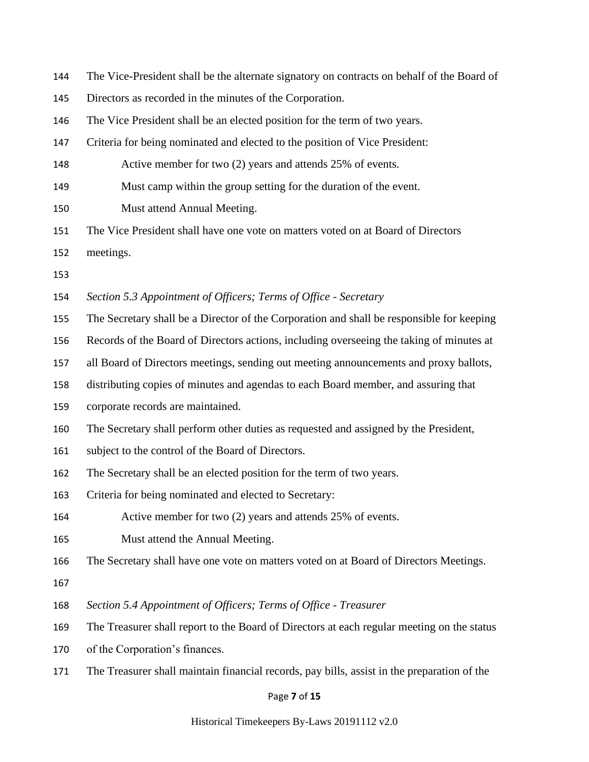The Vice-President shall be the alternate signatory on contracts on behalf of the Board of Directors as recorded in the minutes of the Corporation.

The Vice President shall be an elected position for the term of two years.

Criteria for being nominated and elected to the position of Vice President:

- Active member for two (2) years and attends 25% of events.
- Must camp within the group setting for the duration of the event.
- Must attend Annual Meeting.

The Vice President shall have one vote on matters voted on at Board of Directors meetings.

*Section 5.3 Appointment of Officers; Terms of Office - Secretary*

The Secretary shall be a Director of the Corporation and shall be responsible for keeping Records of the Board of Directors actions, including overseeing the taking of minutes at all Board of Directors meetings, sending out meeting announcements and proxy ballots, distributing copies of minutes and agendas to each Board member, and assuring that corporate records are maintained.

The Secretary shall perform other duties as requested and assigned by the President, subject to the control of the Board of Directors.

The Secretary shall be an elected position for the term of two years.

Criteria for being nominated and elected to Secretary:

- Active member for two (2) years and attends 25% of events.
- Must attend the Annual Meeting.

The Secretary shall have one vote on matters voted on at Board of Directors Meetings.

*Section 5.4 Appointment of Officers; Terms of Office - Treasurer*

The Treasurer shall report to the Board of Directors at each regular meeting on the status of the Corporation's finances.

The Treasurer shall maintain financial records, pay bills, assist in the preparation of the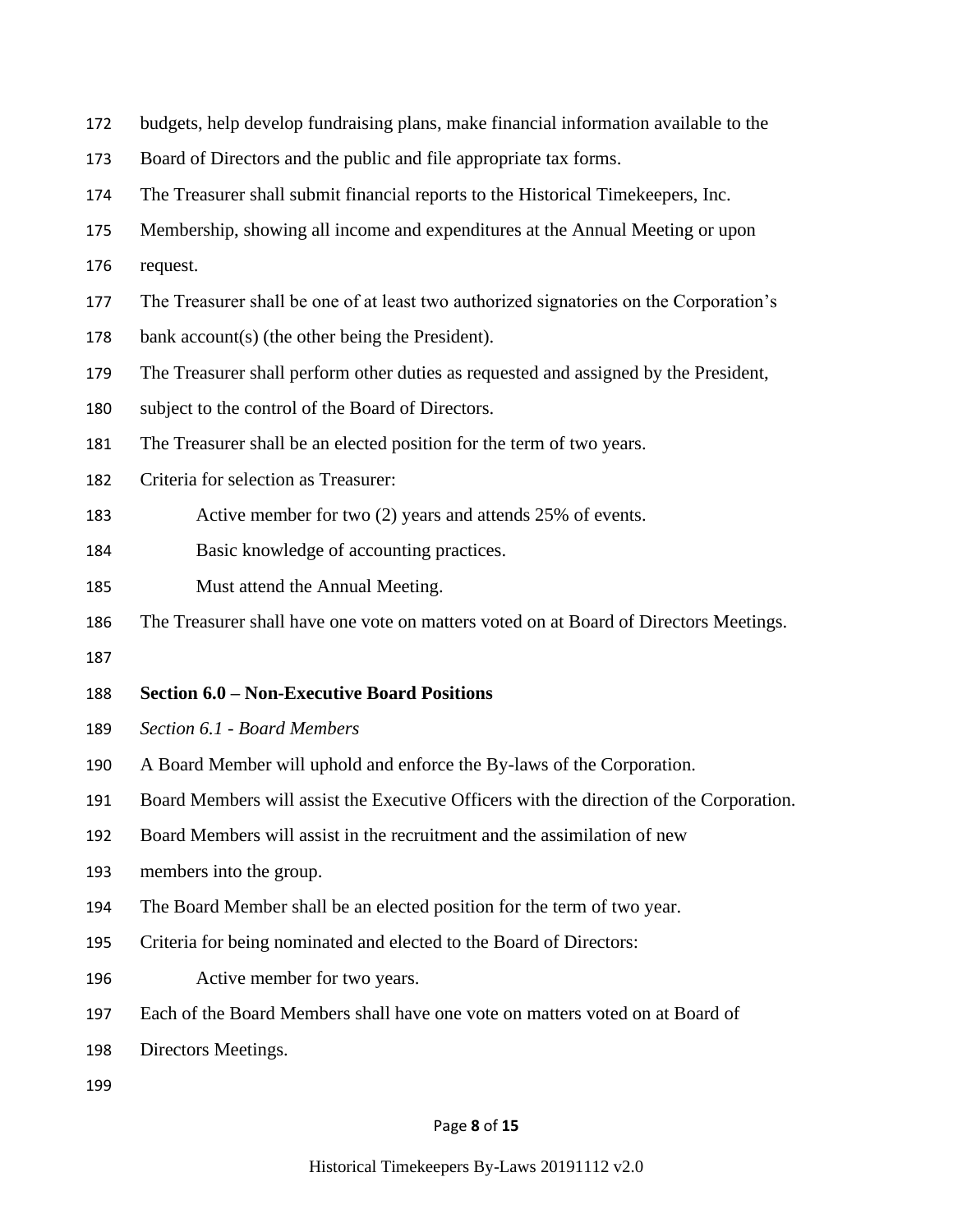budgets, help develop fundraising plans, make financial information available to the Board of Directors and the public and file appropriate tax forms.

The Treasurer shall submit financial reports to the Historical Timekeepers, Inc. Membership, showing all income and expenditures at the Annual Meeting or upon request.

The Treasurer shall be one of at least two authorized signatories on the Corporation's bank account(s) (the other being the President).

The Treasurer shall perform other duties as requested and assigned by the President, subject to the control of the Board of Directors.

The Treasurer shall be an elected position for the term of two years.

Criteria for selection as Treasurer:

- Active member for two (2) years and attends 25% of events.
- Basic knowledge of accounting practices.
- Must attend the Annual Meeting.

The Treasurer shall have one vote on matters voted on at Board of Directors Meetings.

## Section 6.0 – Non-Executive Board Positions

*Section 6.1 - Board Members*

A Board Member will uphold and enforce the By-laws of the Corporation.

Board Members will assist the Executive Officers with the direction of the Corporation.

Board Members will assist in the recruitment and the assimilation of new members into the group.

The Board Member shall be an elected position for the term of two year.

Criteria for being nominated and elected to the Board of Directors:

- Active member for two years.

Each of the Board Members shall have one vote on matters voted on at Board of Directors Meetings.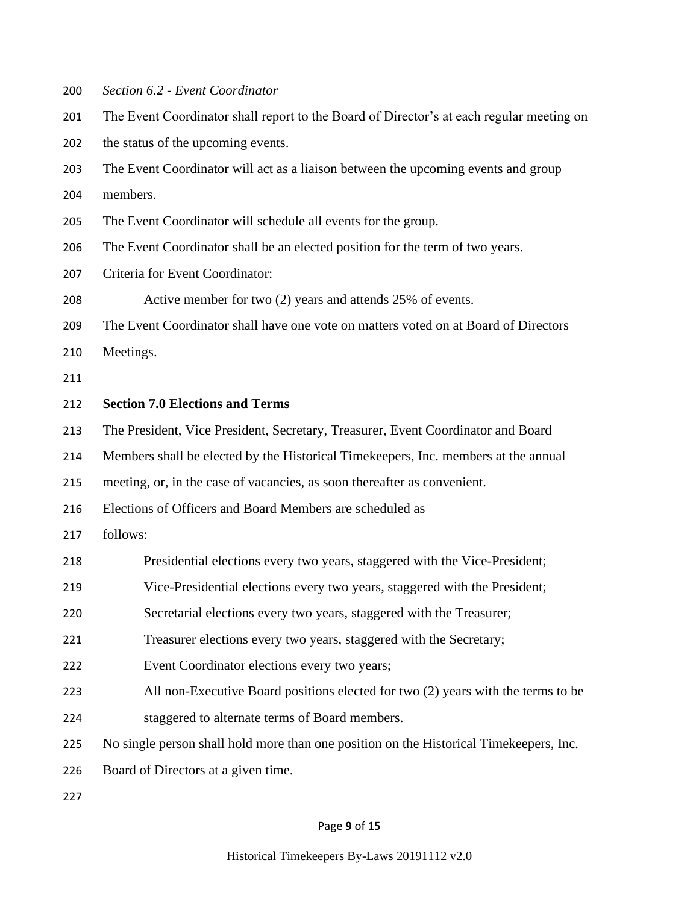*Section 6.2 - Event Coordinator*

The Event Coordinator shall report to the Board of Director's at each regular meeting on the status of the upcoming events.

The Event Coordinator will act as a liaison between the upcoming events and group members.

The Event Coordinator will schedule all events for the group.

The Event Coordinator shall be an elected position for the term of two years.

Criteria for Event Coordinator:

Active member for two (2) years and attends 25% of events.

The Event Coordinator shall have one vote on matters voted on at Board of Directors Meetings.

**Section 7.0 Elections and Terms**

The President, Vice President, Secretary, Treasurer, Event Coordinator and Board Members shall be elected by the Historical Timekeepers, Inc. members at the annual meeting, or, in the case of vacancies, as soon thereafter as convenient.

Elections of Officers and Board Members are scheduled as follows:

Presidential elections every two years, staggered with the Vice-President;

Vice-Presidential elections every two years, staggered with the President;

Secretarial elections every two years, staggered with the Treasurer;

Treasurer elections every two years, staggered with the Secretary;

Event Coordinator elections every two years;

All non-Executive Board positions elected for two (2) years with the terms to be staggered to alternate terms of Board members.

No single person shall hold more than one position on the Historical Timekeepers, Inc. Board of Directors at a given time.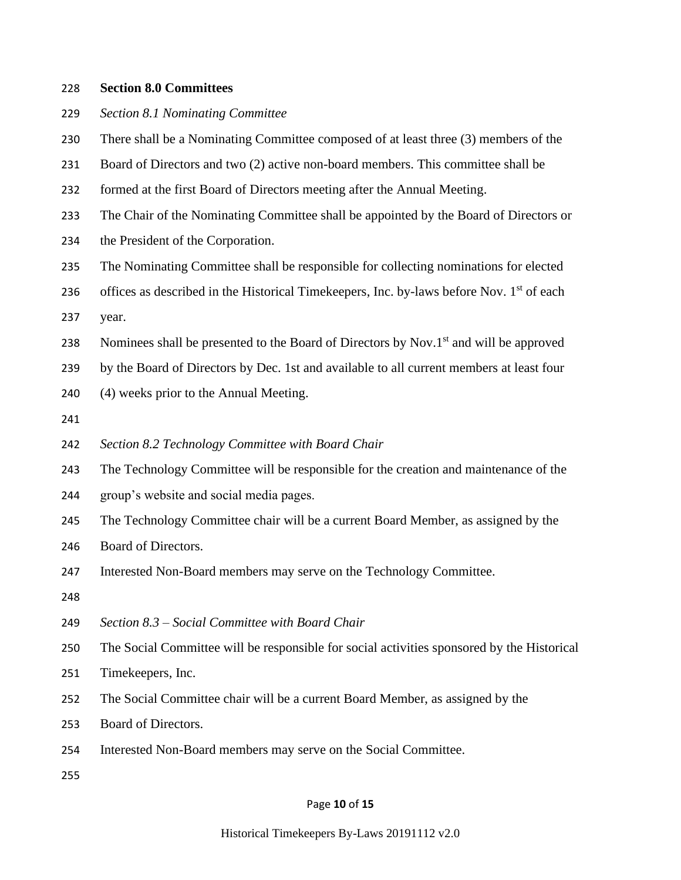**Section 8.0 Committees**

*Section 8.1 Nominating Committee*

There shall be a Nominating Committee composed of at least three (3) members of the Board of Directors and two (2) active non-board members. This committee shall be formed at the first Board of Directors meeting after the Annual Meeting.

The Chair of the Nominating Committee shall be appointed by the Board of Directors or the President of the Corporation.

The Nominating Committee shall be responsible for collecting nominations for elected offices as described in the Historical Timekeepers, Inc. by-laws before Nov. 1st of each year.

Nominees shall be presented to the Board of Directors by Nov.1st and will be approved by the Board of Directors by Dec. 1st and available to all current members at least four (4) weeks prior to the Annual Meeting.

*Section 8.2 Technology Committee with Board Chair*

The Technology Committee will be responsible for the creation and maintenance of the group's website and social media pages.

The Technology Committee chair will be a current Board Member, as assigned by the Board of Directors.

Interested Non-Board members may serve on the Technology Committee.

*Section 8.3 – Social Committee with Board Chair*

The Social Committee will be responsible for social activities sponsored by the Historical Timekeepers, Inc.

The Social Committee chair will be a current Board Member, as assigned by the Board of Directors.

Interested Non-Board members may serve on the Social Committee.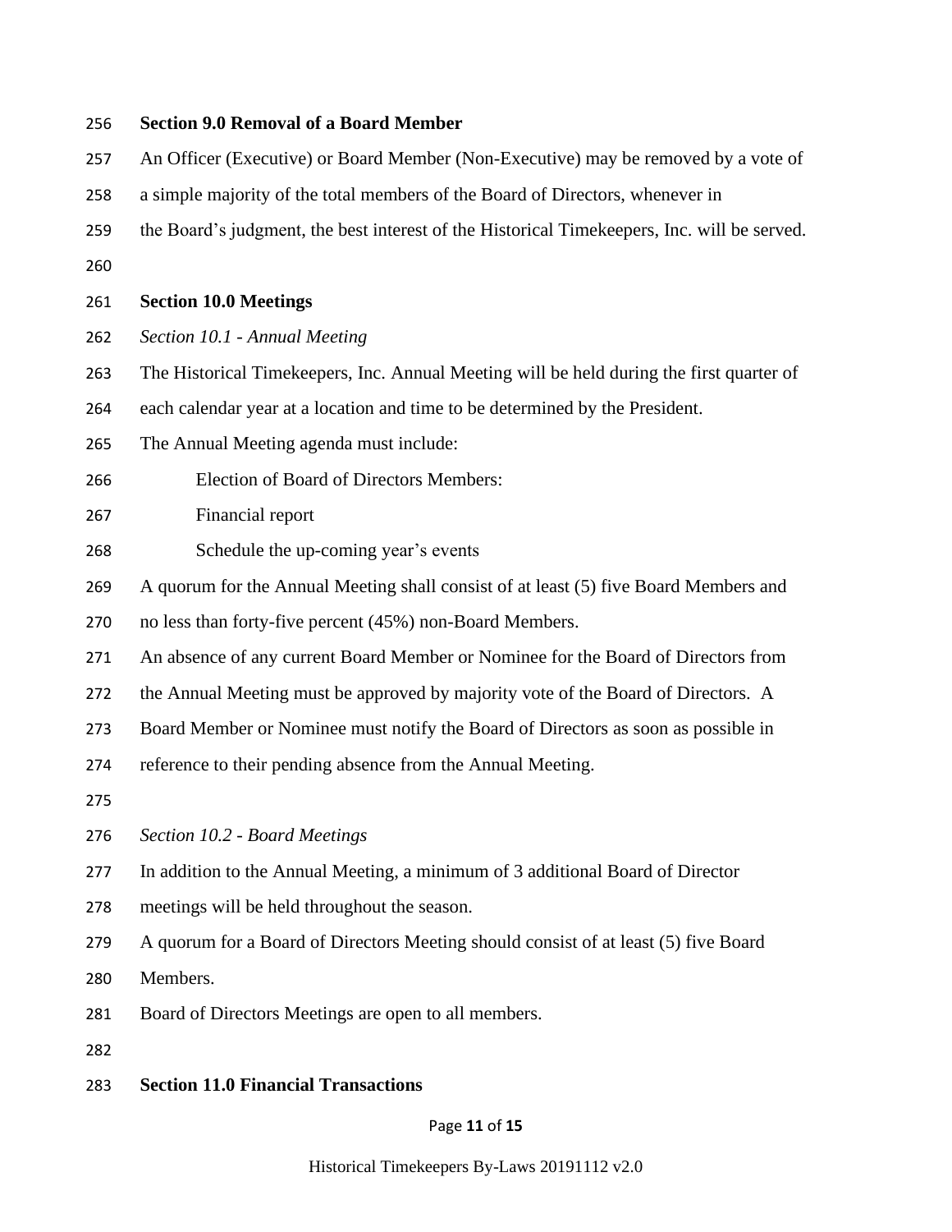**Section 9.0 Removal of a Board Member**

An Officer (Executive) or Board Member (Non-Executive) may be removed by a vote of a simple majority of the total members of the Board of Directors, whenever in the Board's judgment, the best interest of the Historical Timekeepers, Inc. will be served.

**Section 10.0 Meetings**

*Section 10.1 - Annual Meeting*

The Historical Timekeepers, Inc. Annual Meeting will be held during the first quarter of each calendar year at a location and time to be determined by the President.

The Annual Meeting agenda must include:

Election of Board of Directors Members:

Financial report

Schedule the up-coming year's events

A quorum for the Annual Meeting shall consist of at least (5) five Board Members and no less than forty-five percent (45%) non-Board Members.

An absence of any current Board Member or Nominee for the Board of Directors from the Annual Meeting must be approved by majority vote of the Board of Directors. A Board Member or Nominee must notify the Board of Directors as soon as possible in reference to their pending absence from the Annual Meeting.

*Section 10.2 - Board Meetings*

In addition to the Annual Meeting, a minimum of 3 additional Board of Director meetings will be held throughout the season.

A quorum for a Board of Directors Meeting should consist of at least (5) five Board Members.

Board of Directors Meetings are open to all members.

**Section 11.0 Financial Transactions**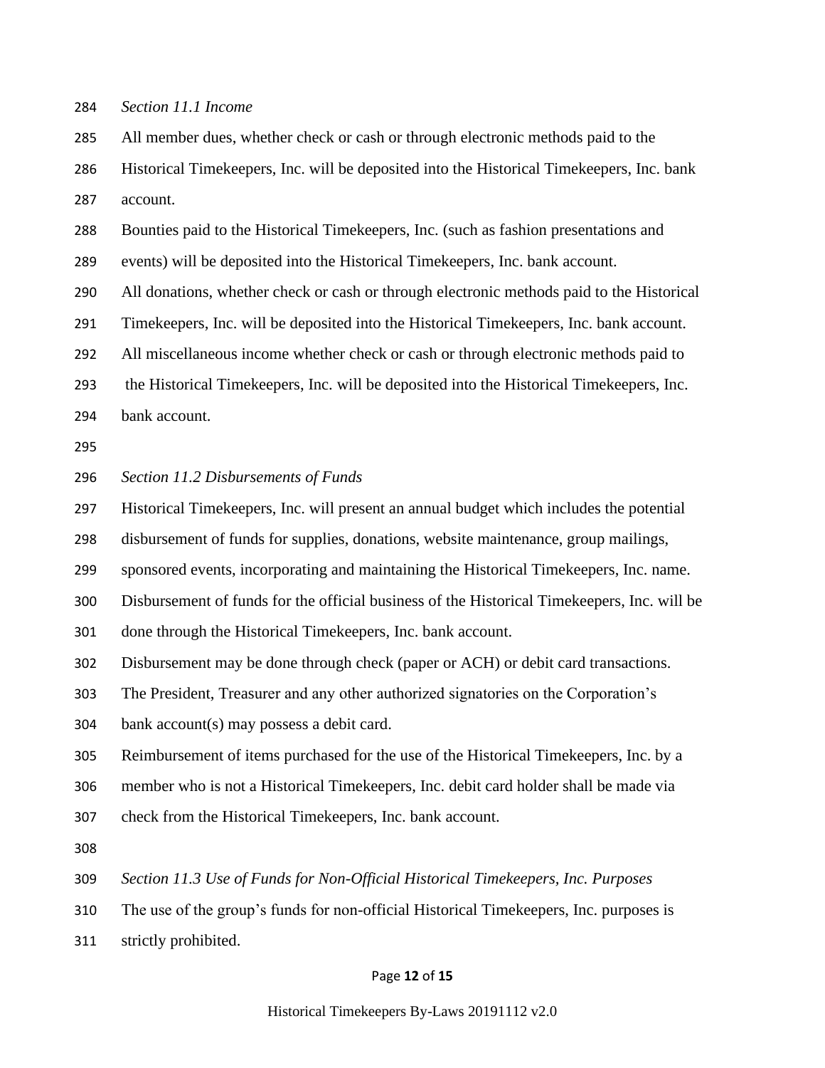*Section 11.1 Income*

All member dues, whether check or cash or through electronic methods paid to the Historical Timekeepers, Inc. will be deposited into the Historical Timekeepers, Inc. bank account.

Bounties paid to the Historical Timekeepers, Inc. (such as fashion presentations and events) will be deposited into the Historical Timekeepers, Inc. bank account.

All donations, whether check or cash or through electronic methods paid to the Historical Timekeepers, Inc. will be deposited into the Historical Timekeepers, Inc. bank account.

All miscellaneous income whether check or cash or through electronic methods paid to the Historical Timekeepers, Inc. will be deposited into the Historical Timekeepers, Inc. bank account.

*Section 11.2 Disbursements of Funds*

Historical Timekeepers, Inc. will present an annual budget which includes the potential disbursement of funds for supplies, donations, website maintenance, group mailings, sponsored events, incorporating and maintaining the Historical Timekeepers, Inc. name.

Disbursement of funds for the official business of the Historical Timekeepers, Inc. will be done through the Historical Timekeepers, Inc. bank account.

Disbursement may be done through check (paper or ACH) or debit card transactions.

The President, Treasurer and any other authorized signatories on the Corporation's bank account(s) may possess a debit card.

Reimbursement of items purchased for the use of the Historical Timekeepers, Inc. by a member who is not a Historical Timekeepers, Inc. debit card holder shall be made via check from the Historical Timekeepers, Inc. bank account.

*Section 11.3 Use of Funds for Non-Official Historical Timekeepers, Inc. Purposes*

The use of the group's funds for non-official Historical Timekeepers, Inc. purposes is strictly prohibited.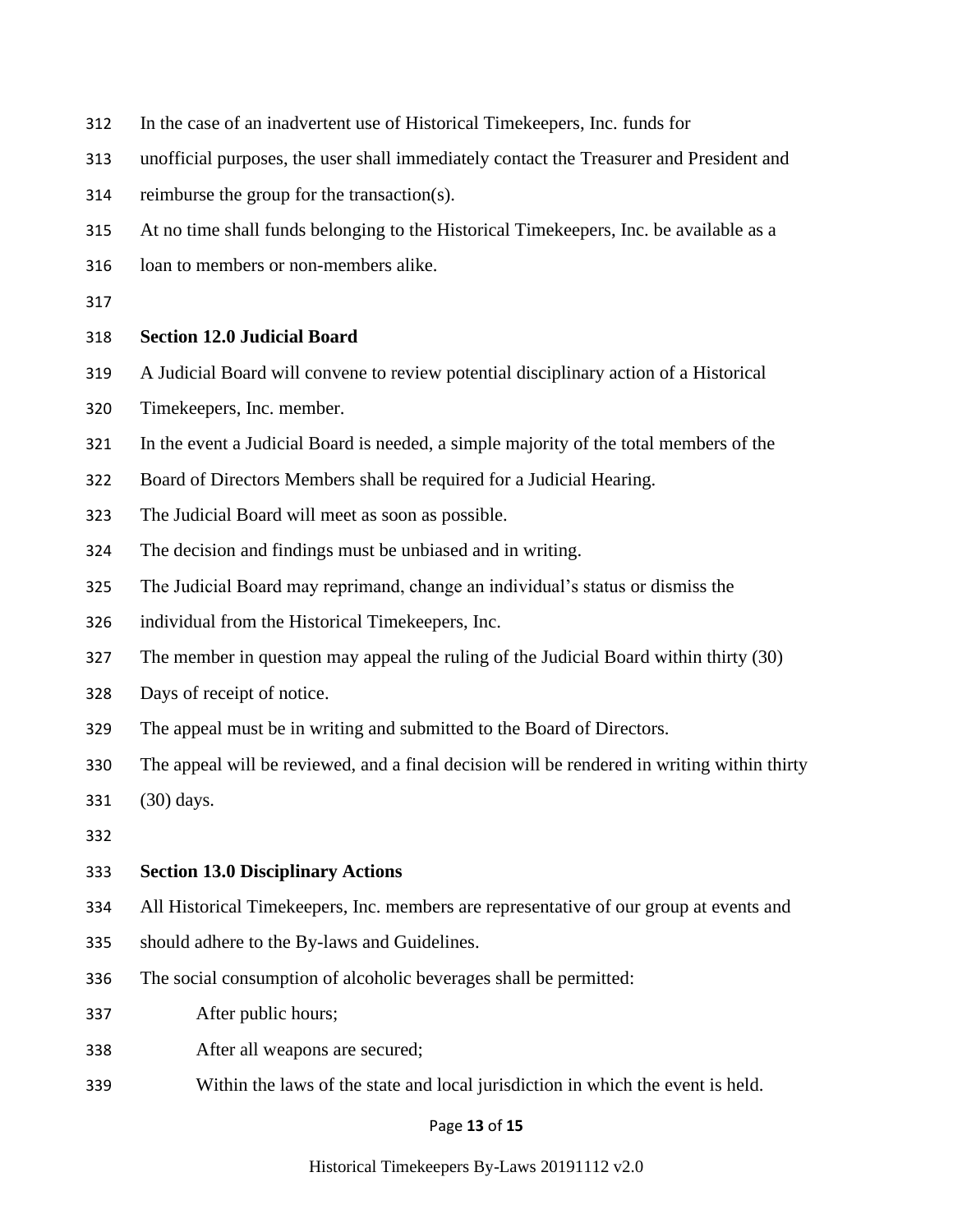In the case of an inadvertent use of Historical Timekeepers, Inc. funds for unofficial purposes, the user shall immediately contact the Treasurer and President and reimburse the group for the transaction(s).

At no time shall funds belonging to the Historical Timekeepers, Inc. be available as a loan to members or non-members alike.

## Section 12.0 Judicial Board

A Judicial Board will convene to review potential disciplinary action of a Historical Timekeepers, Inc. member.

In the event a Judicial Board is needed, a simple majority of the total members of the Board of Directors Members shall be required for a Judicial Hearing.

The Judicial Board will meet as soon as possible.

The decision and findings must be unbiased and in writing.

The Judicial Board may reprimand, change an individual's status or dismiss the individual from the Historical Timekeepers, Inc.

The member in question may appeal the ruling of the Judicial Board within thirty (30) Days of receipt of notice.

The appeal must be in writing and submitted to the Board of Directors.

The appeal will be reviewed, and a final decision will be rendered in writing within thirty (30) days.

## Section 13.0 Disciplinary Actions

All Historical Timekeepers, Inc. members are representative of our group at events and should adhere to the By-laws and Guidelines.

The social consumption of alcoholic beverages shall be permitted:

- After public hours;
- After all weapons are secured;
- Within the laws of the state and local jurisdiction in which the event is held.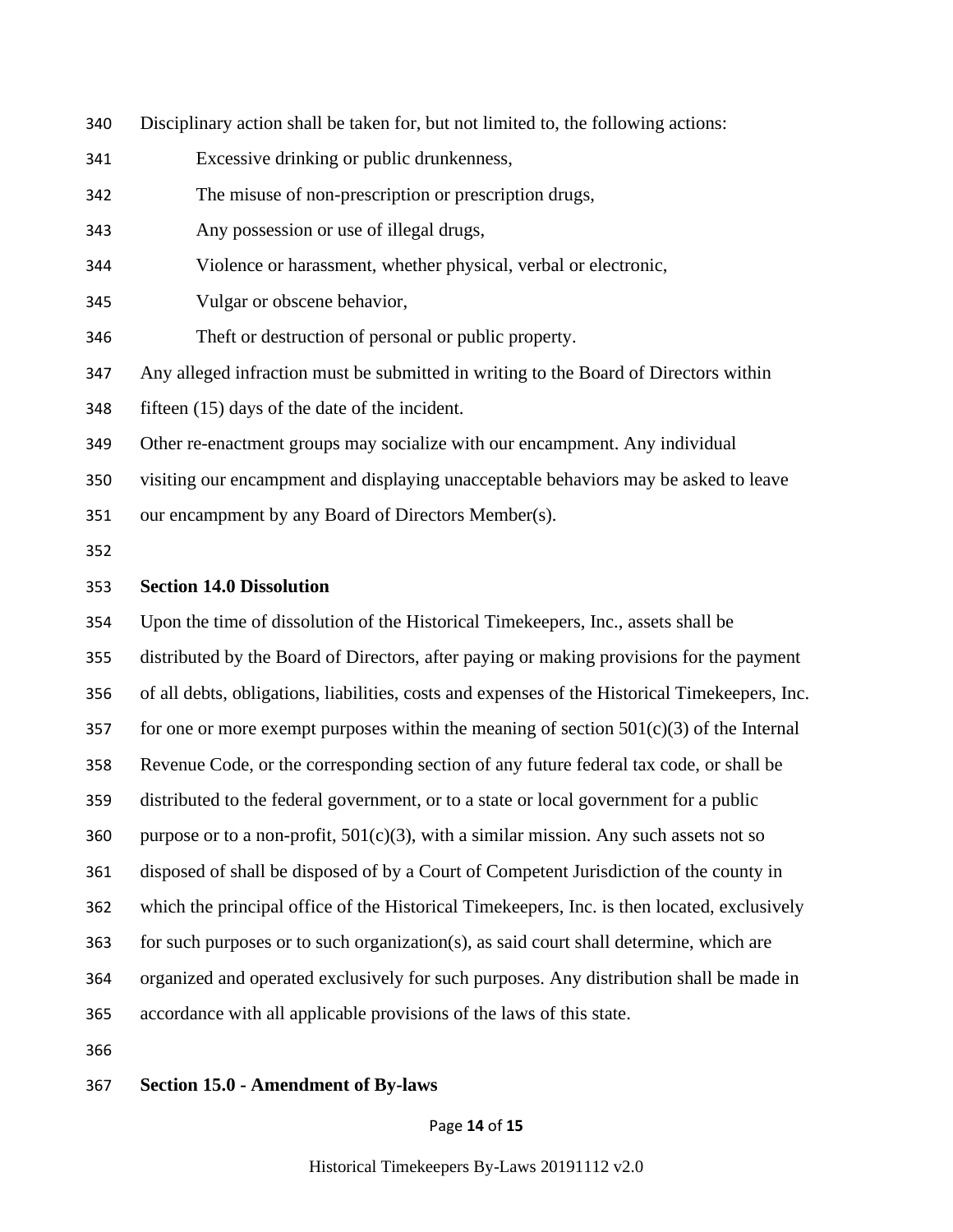Disciplinary action shall be taken for, but not limited to, the following actions:

- Excessive drinking or public drunkenness,
- The misuse of non-prescription or prescription drugs,
- Any possession or use of illegal drugs,
- Violence or harassment, whether physical, verbal or electronic,
- Vulgar or obscene behavior,
- Theft or destruction of personal or public property.

Any alleged infraction must be submitted in writing to the Board of Directors within fifteen (15) days of the date of the incident.

Other re-enactment groups may socialize with our encampment. Any individual visiting our encampment and displaying unacceptable behaviors may be asked to leave our encampment by any Board of Directors Member(s).

**Section 14.0 Dissolution**

Upon the time of dissolution of the Historical Timekeepers, Inc., assets shall be distributed by the Board of Directors, after paying or making provisions for the payment of all debts, obligations, liabilities, costs and expenses of the Historical Timekeepers, Inc. for one or more exempt purposes within the meaning of section 501(c)(3) of the Internal Revenue Code, or the corresponding section of any future federal tax code, or shall be distributed to the federal government, or to a state or local government for a public purpose or to a non-profit, 501(c)(3), with a similar mission. Any such assets not so disposed of shall be disposed of by a Court of Competent Jurisdiction of the county in which the principal office of the Historical Timekeepers, Inc. is then located, exclusively for such purposes or to such organization(s), as said court shall determine, which are organized and operated exclusively for such purposes. Any distribution shall be made in accordance with all applicable provisions of the laws of this state.

**Section 15.0 - Amendment of By-laws**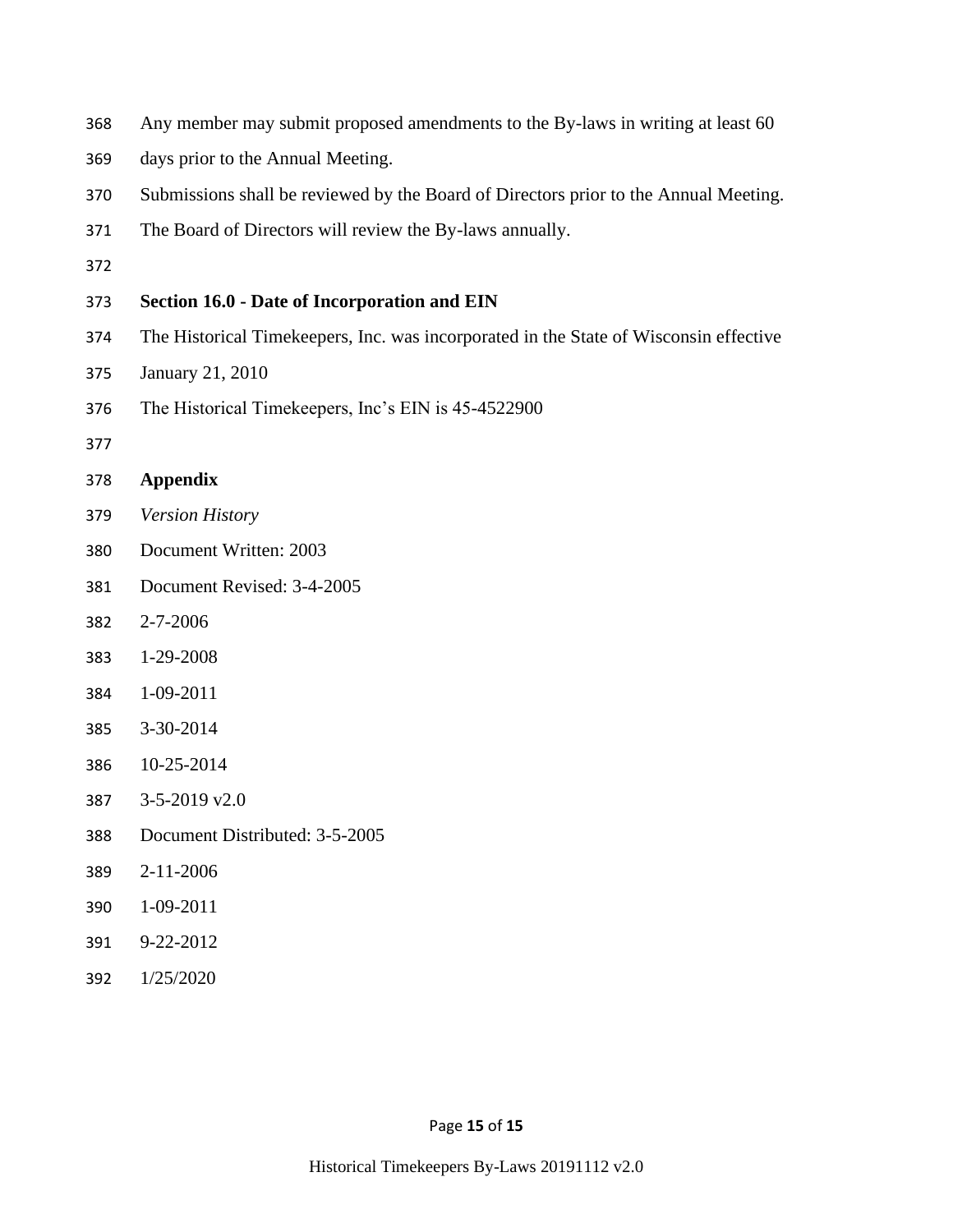Any member may submit proposed amendments to the By-laws in writing at least 60 days prior to the Annual Meeting.

Submissions shall be reviewed by the Board of Directors prior to the Annual Meeting.

The Board of Directors will review the By-laws annually.

**Section 16.0 - Date of Incorporation and EIN**

The Historical Timekeepers, Inc. was incorporated in the State of Wisconsin effective January 21, 2010

The Historical Timekeepers, Inc's EIN is 45-4522900

## Appendix

*Version History*

Document Written: 2003

Document Revised: 3-4-2005

2-7-2006

1-29-2008

1-09-2011

3-30-2014

10-25-2014

3-5-2019 v2.0

Document Distributed: 3-5-2005

2-11-2006

1-09-2011

9-22-2012

1/25/2020